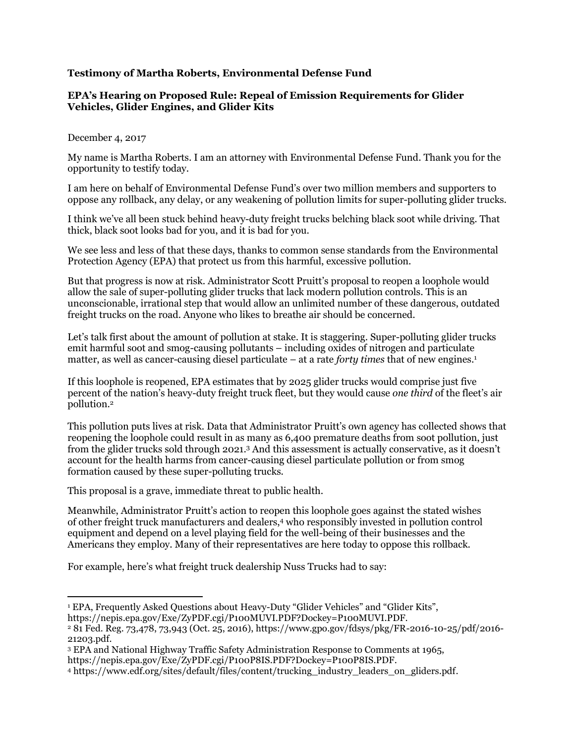**Testimony of Martha Roberts, Environmental Defense Fund**

**EPA's Hearing on Proposed Rule: Repeal of Emission Requirements for Glider Vehicles, Glider Engines, and Glider Kits**

December 4, 2017

My name is Martha Roberts. I am an attorney with Environmental Defense Fund. Thank you for the opportunity to testify today.

I am here on behalf of Environmental Defense Fund's over two million members and supporters to oppose any rollback, any delay, or any weakening of pollution limits for super-polluting glider trucks.

I think we've all been stuck behind heavy-duty freight trucks belching black soot while driving. That thick, black soot looks bad for you, and it is bad for you.

We see less and less of that these days, thanks to common sense standards from the Environmental Protection Agency (EPA) that protect us from this harmful, excessive pollution.

But that progress is now at risk. Administrator Scott Pruitt's proposal to reopen a loophole would allow the sale of super-polluting glider trucks that lack modern pollution controls. This is an unconscionable, irrational step that would allow an unlimited number of these dangerous, outdated freight trucks on the road. Anyone who likes to breathe air should be concerned.

Let's talk first about the amount of pollution at stake. It is staggering. Super-polluting glider trucks emit harmful soot and smog-causing pollutants – including oxides of nitrogen and particulate matter, as well as cancer-causing diesel particulate – at a rate *forty times* that of new engines.[1]

If this loophole is reopened, EPA estimates that by 2025 glider trucks would comprise just five percent of the nation's heavy-duty freight truck fleet, but they would cause *one third* of the fleet's air pollution.[2]

This pollution puts lives at risk. Data that Administrator Pruitt's own agency has collected shows that reopening the loophole could result in as many as 6,400 premature deaths from soot pollution, just from the glider trucks sold through 2021.[3] And this assessment is actually conservative, as it doesn't account for the health harms from cancer-causing diesel particulate pollution or from smog formation caused by these super-polluting trucks.

This proposal is a grave, immediate threat to public health.

Meanwhile, Administrator Pruitt's action to reopen this loophole goes against the stated wishes of other freight truck manufacturers and dealers,[4] who responsibly invested in pollution control equipment and depend on a level playing field for the well-being of their businesses and the Americans they employ. Many of their representatives are here today to oppose this rollback.

For example, here's what freight truck dealership Nuss Trucks had to say:

---

[1] EPA, Frequently Asked Questions about Heavy-Duty "Glider Vehicles" and "Glider Kits", https://nepis.epa.gov/Exe/ZyPDF.cgi/P100MUVI.PDF?Dockey=P100MUVI.PDF.

[2] 81 Fed. Reg. 73,478, 73,943 (Oct. 25, 2016), https://www.gpo.gov/fdsys/pkg/FR-2016-10-25/pdf/2016-21203.pdf.

[3] EPA and National Highway Traffic Safety Administration Response to Comments at 1965, https://nepis.epa.gov/Exe/ZyPDF.cgi/P100P8IS.PDF?Dockey=P100P8IS.PDF.

[4] https://www.edf.org/sites/default/files/content/trucking_industry_leaders_on_gliders.pdf.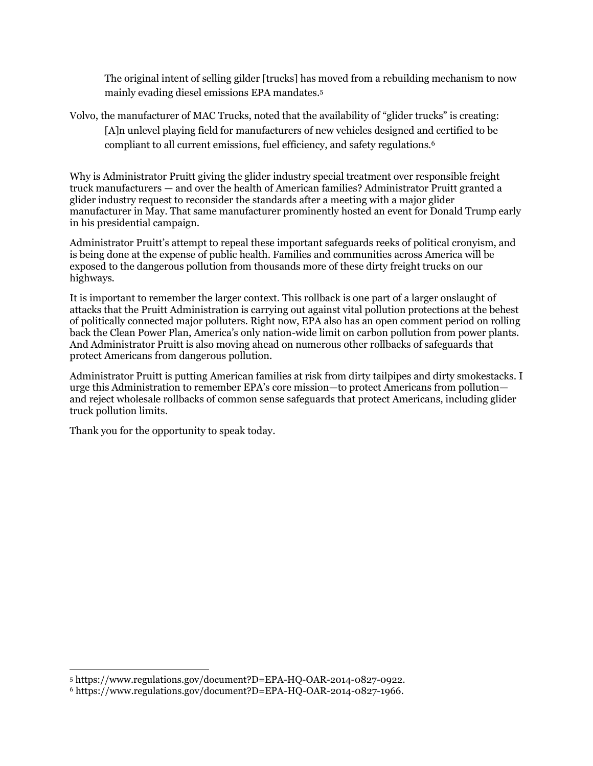> The original intent of selling gilder [trucks] has moved from a rebuilding mechanism to now mainly evading diesel emissions EPA mandates.[5]

Volvo, the manufacturer of MAC Trucks, noted that the availability of "glider trucks" is creating:

> [A]n unlevel playing field for manufacturers of new vehicles designed and certified to be compliant to all current emissions, fuel efficiency, and safety regulations.[6]

Why is Administrator Pruitt giving the glider industry special treatment over responsible freight truck manufacturers — and over the health of American families? Administrator Pruitt granted a glider industry request to reconsider the standards after a meeting with a major glider manufacturer in May. That same manufacturer prominently hosted an event for Donald Trump early in his presidential campaign.

Administrator Pruitt's attempt to repeal these important safeguards reeks of political cronyism, and is being done at the expense of public health. Families and communities across America will be exposed to the dangerous pollution from thousands more of these dirty freight trucks on our highways.

It is important to remember the larger context. This rollback is one part of a larger onslaught of attacks that the Pruitt Administration is carrying out against vital pollution protections at the behest of politically connected major polluters. Right now, EPA also has an open comment period on rolling back the Clean Power Plan, America's only nation-wide limit on carbon pollution from power plants. And Administrator Pruitt is also moving ahead on numerous other rollbacks of safeguards that protect Americans from dangerous pollution.

Administrator Pruitt is putting American families at risk from dirty tailpipes and dirty smokestacks. I urge this Administration to remember EPA's core mission—to protect Americans from pollution—and reject wholesale rollbacks of common sense safeguards that protect Americans, including glider truck pollution limits.

Thank you for the opportunity to speak today.

---

[5] https://www.regulations.gov/document?D=EPA-HQ-OAR-2014-0827-0922.

[6] https://www.regulations.gov/document?D=EPA-HQ-OAR-2014-0827-1966.